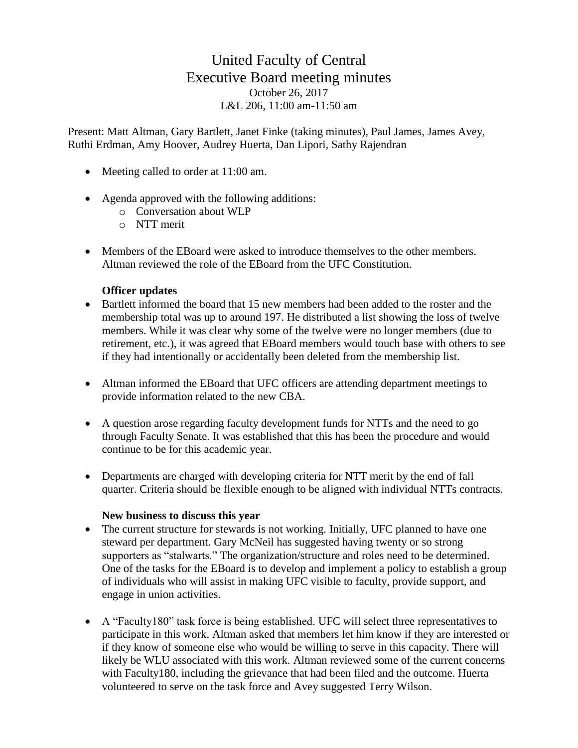# United Faculty of Central
## Executive Board meeting minutes

October 26, 2017
L&L 206, 11:00 am-11:50 am

Present: Matt Altman, Gary Bartlett, Janet Finke (taking minutes), Paul James, James Avey, Ruthi Erdman, Amy Hoover, Audrey Huerta, Dan Lipori, Sathy Rajendran

- Meeting called to order at 11:00 am.

- Agenda approved with the following additions:
  - Conversation about WLP
  - NTT merit

- Members of the EBoard were asked to introduce themselves to the other members. Altman reviewed the role of the EBoard from the UFC Constitution.

**Officer updates**

- Bartlett informed the board that 15 new members had been added to the roster and the membership total was up to around 197. He distributed a list showing the loss of twelve members. While it was clear why some of the twelve were no longer members (due to retirement, etc.), it was agreed that EBoard members would touch base with others to see if they had intentionally or accidentally been deleted from the membership list.

- Altman informed the EBoard that UFC officers are attending department meetings to provide information related to the new CBA.

- A question arose regarding faculty development funds for NTTs and the need to go through Faculty Senate. It was established that this has been the procedure and would continue to be for this academic year.

- Departments are charged with developing criteria for NTT merit by the end of fall quarter. Criteria should be flexible enough to be aligned with individual NTTs contracts.

**New business to discuss this year**

- The current structure for stewards is not working. Initially, UFC planned to have one steward per department. Gary McNeil has suggested having twenty or so strong supporters as "stalwarts." The organization/structure and roles need to be determined. One of the tasks for the EBoard is to develop and implement a policy to establish a group of individuals who will assist in making UFC visible to faculty, provide support, and engage in union activities.

- A "Faculty180" task force is being established. UFC will select three representatives to participate in this work. Altman asked that members let him know if they are interested or if they know of someone else who would be willing to serve in this capacity. There will likely be WLU associated with this work. Altman reviewed some of the current concerns with Faculty180, including the grievance that had been filed and the outcome. Huerta volunteered to serve on the task force and Avey suggested Terry Wilson.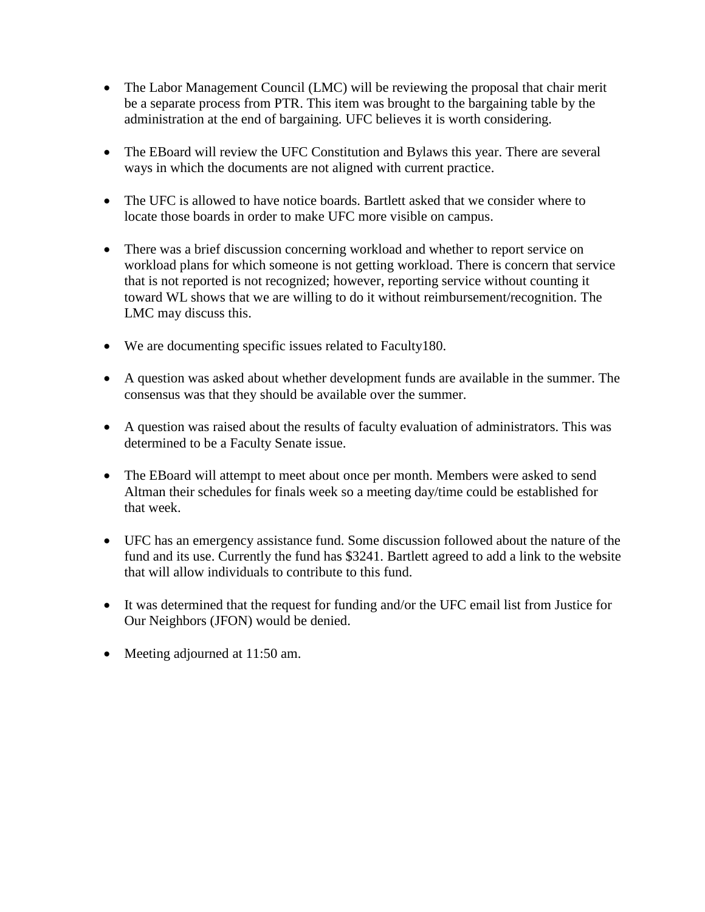- The Labor Management Council (LMC) will be reviewing the proposal that chair merit be a separate process from PTR. This item was brought to the bargaining table by the administration at the end of bargaining. UFC believes it is worth considering.

- The EBoard will review the UFC Constitution and Bylaws this year. There are several ways in which the documents are not aligned with current practice.

- The UFC is allowed to have notice boards. Bartlett asked that we consider where to locate those boards in order to make UFC more visible on campus.

- There was a brief discussion concerning workload and whether to report service on workload plans for which someone is not getting workload. There is concern that service that is not reported is not recognized; however, reporting service without counting it toward WL shows that we are willing to do it without reimbursement/recognition. The LMC may discuss this.

- We are documenting specific issues related to Faculty180.

- A question was asked about whether development funds are available in the summer. The consensus was that they should be available over the summer.

- A question was raised about the results of faculty evaluation of administrators. This was determined to be a Faculty Senate issue.

- The EBoard will attempt to meet about once per month. Members were asked to send Altman their schedules for finals week so a meeting day/time could be established for that week.

- UFC has an emergency assistance fund. Some discussion followed about the nature of the fund and its use. Currently the fund has $3241. Bartlett agreed to add a link to the website that will allow individuals to contribute to this fund.

- It was determined that the request for funding and/or the UFC email list from Justice for Our Neighbors (JFON) would be denied.

- Meeting adjourned at 11:50 am.